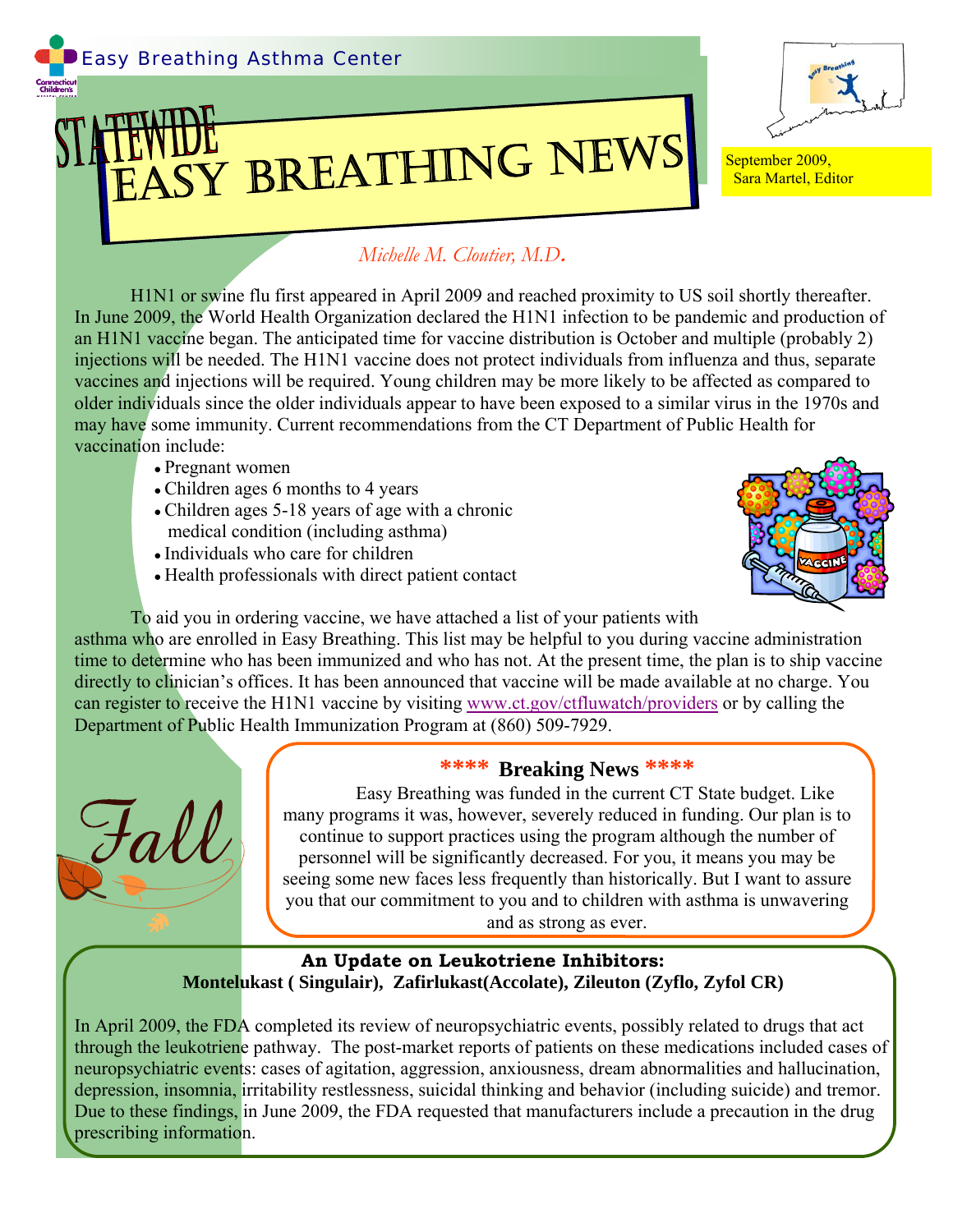Easy Breathing Asthma Center

# Statewide Easy Breathing News

September 2009,
Sara Martel, Editor

*Michelle M. Cloutier, M.D.*

H1N1 or swine flu first appeared in April 2009 and reached proximity to US soil shortly thereafter. In June 2009, the World Health Organization declared the H1N1 infection to be pandemic and production of an H1N1 vaccine began. The anticipated time for vaccine distribution is October and multiple (probably 2) injections will be needed. The H1N1 vaccine does not protect individuals from influenza and thus, separate vaccines and injections will be required. Young children may be more likely to be affected as compared to older individuals since the older individuals appear to have been exposed to a similar virus in the 1970s and may have some immunity. Current recommendations from the CT Department of Public Health for vaccination include:

- Pregnant women
- Children ages 6 months to 4 years
- Children ages 5-18 years of age with a chronic medical condition (including asthma)
- Individuals who care for children
- Health professionals with direct patient contact

To aid you in ordering vaccine, we have attached a list of your patients with asthma who are enrolled in Easy Breathing. This list may be helpful to you during vaccine administration time to determine who has been immunized and who has not. At the present time, the plan is to ship vaccine directly to clinician's offices. It has been announced that vaccine will be made available at no charge. You can register to receive the H1N1 vaccine by visiting www.ct.gov/ctfluwatch/providers or by calling the Department of Public Health Immunization Program at (860) 509-7929.

Fall

## **** Breaking News ****

Easy Breathing was funded in the current CT State budget. Like many programs it was, however, severely reduced in funding. Our plan is to continue to support practices using the program although the number of personnel will be significantly decreased. For you, it means you may be seeing some new faces less frequently than historically. But I want to assure you that our commitment to you and to children with asthma is unwavering and as strong as ever.

## An Update on Leukotriene Inhibitors:
**Montelukast ( Singulair), Zafirlukast(Accolate), Zileuton (Zyflo, Zyfol CR)**

In April 2009, the FDA completed its review of neuropsychiatric events, possibly related to drugs that act through the leukotriene pathway. The post-market reports of patients on these medications included cases of neuropsychiatric events: cases of agitation, aggression, anxiousness, dream abnormalities and hallucination, depression, insomnia, irritability restlessness, suicidal thinking and behavior (including suicide) and tremor. Due to these findings, in June 2009, the FDA requested that manufacturers include a precaution in the drug prescribing information.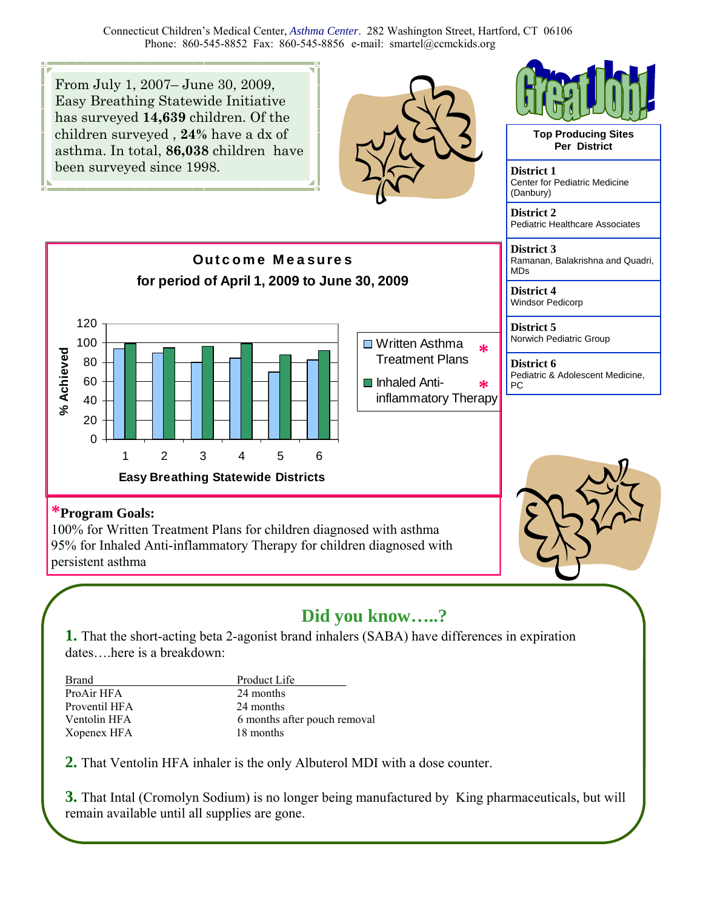Connecticut Children's Medical Center, *Asthma Center*. 282 Washington Street, Hartford, CT 06106
Phone: 860-545-8852 Fax: 860-545-8856 e-mail: smartel@ccmckids.org

From July 1, 2007– June 30, 2009, Easy Breathing Statewide Initiative has surveyed **14,639** children. Of the children surveyed , **24%** have a dx of asthma. In total, **86,038** children have been surveyed since 1998.

Great Job!

**Top Producing Sites Per District**

**District 1**
Center for Pediatric Medicine (Danbury)

**District 2**
Pediatric Healthcare Associates

**District 3**
Ramanan, Balakrishna and Quadri, MDs

**District 4**
Windsor Pedicorp

**District 5**
Norwich Pediatric Group

**District 6**
Pediatric & Adolescent Medicine, PC

## Outcome Measures
### for period of April 1, 2009 to June 30, 2009

% Achieved
0
20
40
60
80
100
120
1 2 3 4 5 6
Easy Breathing Statewide Districts

Written Asthma Treatment Plans *
Inhaled Anti-inflammatory Therapy *

***Program Goals:**
100% for Written Treatment Plans for children diagnosed with asthma
95% for Inhaled Anti-inflammatory Therapy for children diagnosed with persistent asthma

## Did you know…..?

**1.** That the short-acting beta 2-agonist brand inhalers (SABA) have differences in expiration dates….here is a breakdown:

| Brand | Product Life |
|---|---|
| ProAir HFA | 24 months |
| Proventil HFA | 24 months |
| Ventolin HFA | 6 months after pouch removal |
| Xopenex HFA | 18 months |

**2.** That Ventolin HFA inhaler is the only Albuterol MDI with a dose counter.

**3.** That Intal (Cromolyn Sodium) is no longer being manufactured by King pharmaceuticals, but will remain available until all supplies are gone.